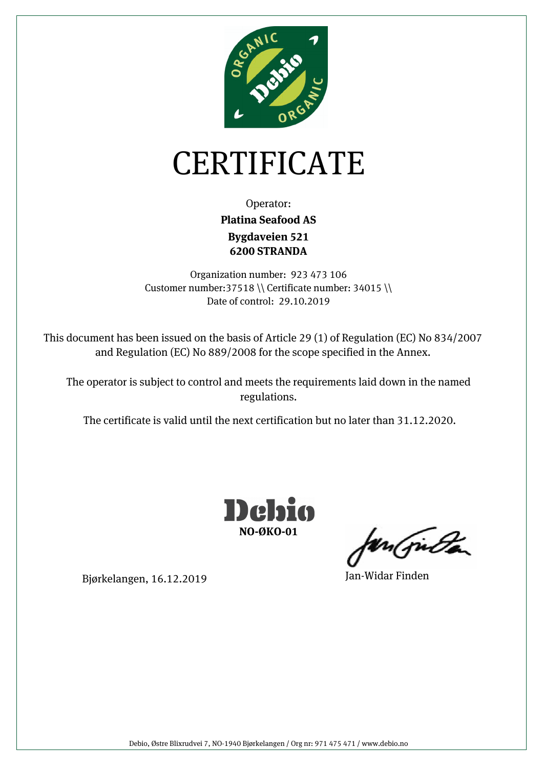# CERTIFICATE

Operator:

**Platina Seafood AS**

**Bygdaveien 521**

**6200 STRANDA**

Organization number: 923 473 106

Customer number:37518 \\ Certificate number: 34015 \\

Date of control: 29.10.2019

This document has been issued on the basis of Article 29 (1) of Regulation (EC) No 834/2007 and Regulation (EC) No 889/2008 for the scope specified in the Annex.

The operator is subject to control and meets the requirements laid down in the named regulations.

The certificate is valid until the next certification but no later than 31.12.2020.

Debio

**NO-ØKO-01**

Bjørkelangen, 16.12.2019

Jan-Widar Finden

Debio, Østre Blixrudvei 7, NO-1940 Bjørkelangen / Org nr: 971 475 471 / www.debio.no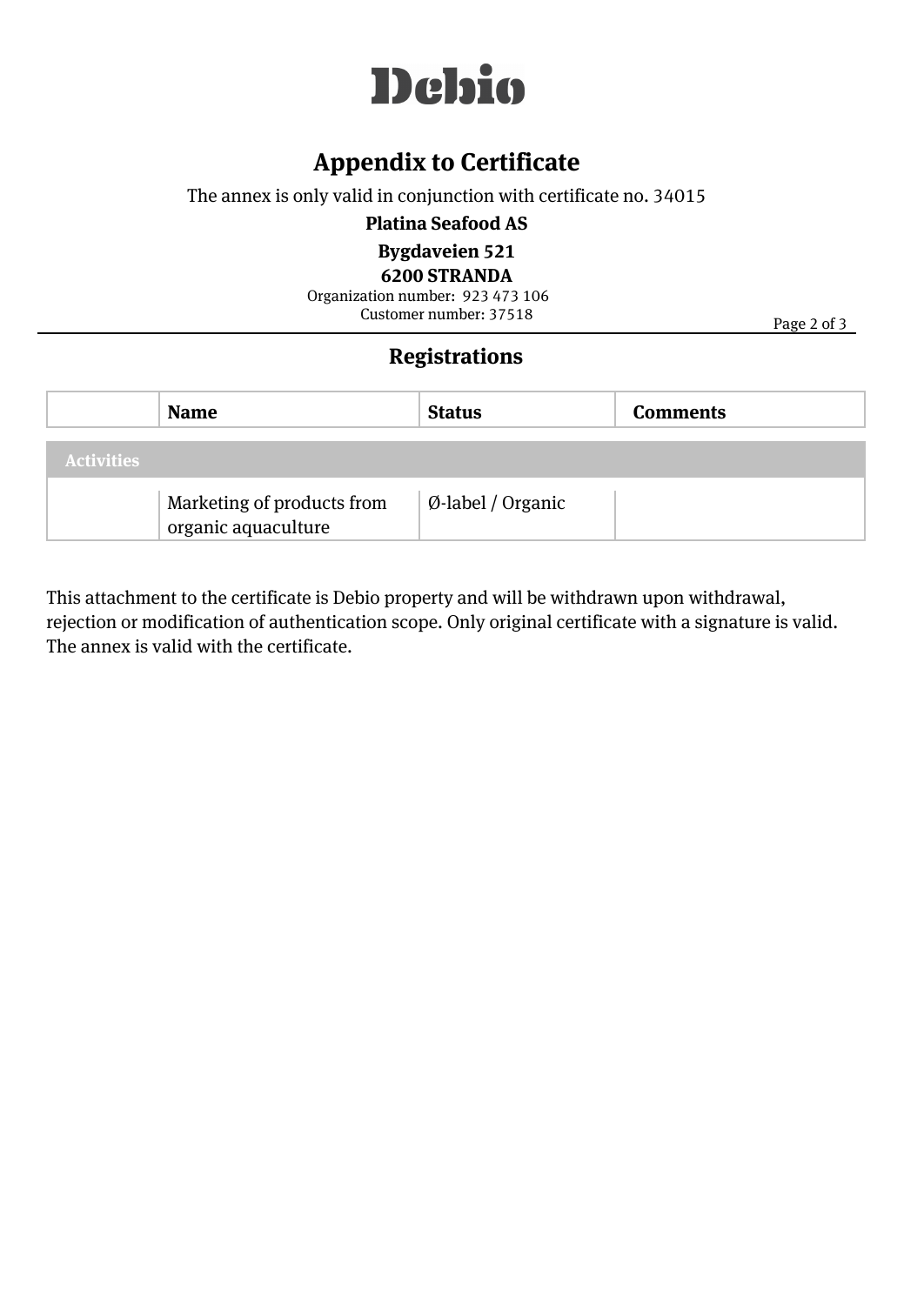# Debio

## Appendix to Certificate

The annex is only valid in conjunction with certificate no. 34015

**Platina Seafood AS**

**Bygdaveien 521**

**6200 STRANDA**

Organization number: 923 473 106

Customer number: 37518

## Registrations

| | Name | Status | Comments |
|---|---|---|---|
| **Activities** | | | |
| | Marketing of products from organic aquaculture | Ø-label / Organic | |

This attachment to the certificate is Debio property and will be withdrawn upon withdrawal, rejection or modification of authentication scope. Only original certificate with a signature is valid. The annex is valid with the certificate.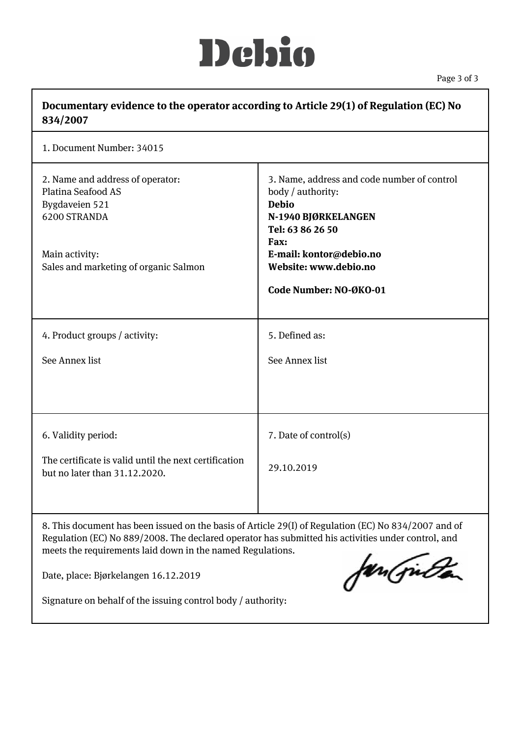# Debio

**Documentary evidence to the operator according to Article 29(1) of Regulation (EC) No 834/2007**

1. Document Number: 34015

| | |
|---|---|
| 2. Name and address of operator:<br>Platina Seafood AS<br>Bygdaveien 521<br>6200 STRANDA<br><br>Main activity:<br>Sales and marketing of organic Salmon | 3. Name, address and code number of control body / authority:<br>**Debio**<br>**N-1940 BJØRKELANGEN**<br>**Tel: 63 86 26 50**<br>**Fax:**<br>**E-mail: kontor@debio.no**<br>**Website: www.debio.no**<br><br>**Code Number: NO-ØKO-01** |
| 4. Product groups / activity:<br><br>See Annex list | 5. Defined as:<br><br>See Annex list |
| 6. Validity period:<br><br>The certificate is valid until the next certification but no later than 31.12.2020. | 7. Date of control(s)<br><br>29.10.2019 |

8. This document has been issued on the basis of Article 29(I) of Regulation (EC) No 834/2007 and of Regulation (EC) No 889/2008. The declared operator has submitted his activities under control, and meets the requirements laid down in the named Regulations.

Date, place: Bjørkelangen 16.12.2019

Signature on behalf of the issuing control body / authority: